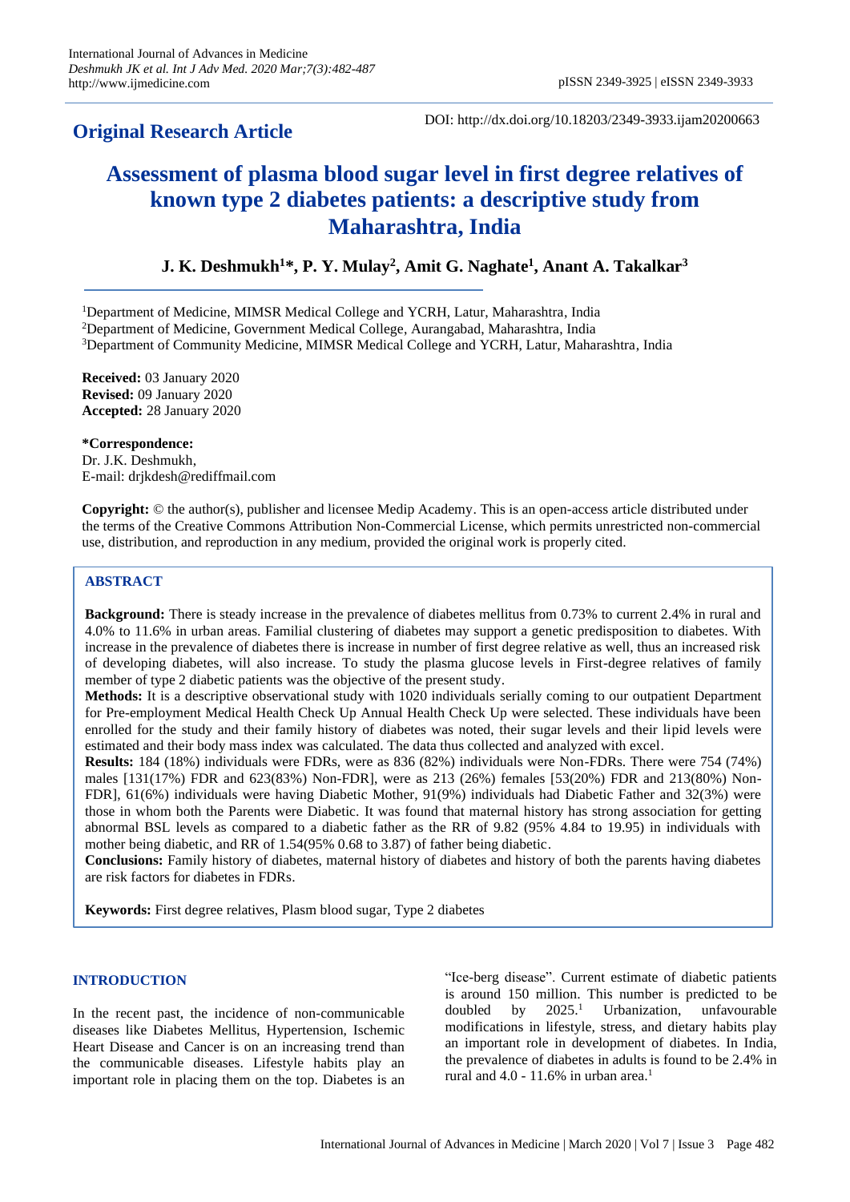**Original Research Article**

DOI: http://dx.doi.org/10.18203/2349-3933.ijam20200663

# Assessment of plasma blood sugar level in first degree relatives of known type 2 diabetes patients: a descriptive study from Maharashtra, India

**J. K. Deshmukh[1]\*, P. Y. Mulay[2], Amit G. Naghate[1], Anant A. Takalkar[3]**

[1]Department of Medicine, MIMSR Medical College and YCRH, Latur, Maharashtra, India
[2]Department of Medicine, Government Medical College, Aurangabad, Maharashtra, India
[3]Department of Community Medicine, MIMSR Medical College and YCRH, Latur, Maharashtra, India

**Received:** 03 January 2020
**Revised:** 09 January 2020
**Accepted:** 28 January 2020

**\*Correspondence:**
Dr. J.K. Deshmukh,
E-mail: drjkdesh@rediffmail.com

**Copyright:** © the author(s), publisher and licensee Medip Academy. This is an open-access article distributed under the terms of the Creative Commons Attribution Non-Commercial License, which permits unrestricted non-commercial use, distribution, and reproduction in any medium, provided the original work is properly cited.

## ABSTRACT

**Background:** There is steady increase in the prevalence of diabetes mellitus from 0.73% to current 2.4% in rural and 4.0% to 11.6% in urban areas. Familial clustering of diabetes may support a genetic predisposition to diabetes. With increase in the prevalence of diabetes there is increase in number of first degree relative as well, thus an increased risk of developing diabetes, will also increase. To study the plasma glucose levels in First-degree relatives of family member of type 2 diabetic patients was the objective of the present study.

**Methods:** It is a descriptive observational study with 1020 individuals serially coming to our outpatient Department for Pre-employment Medical Health Check Up Annual Health Check Up were selected. These individuals have been enrolled for the study and their family history of diabetes was noted, their sugar levels and their lipid levels were estimated and their body mass index was calculated. The data thus collected and analyzed with excel.

**Results:** 184 (18%) individuals were FDRs, were as 836 (82%) individuals were Non-FDRs. There were 754 (74%) males [131(17%) FDR and 623(83%) Non-FDR], were as 213 (26%) females [53(20%) FDR and 213(80%) Non-FDR], 61(6%) individuals were having Diabetic Mother, 91(9%) individuals had Diabetic Father and 32(3%) were those in whom both the Parents were Diabetic. It was found that maternal history has strong association for getting abnormal BSL levels as compared to a diabetic father as the RR of 9.82 (95% 4.84 to 19.95) in individuals with mother being diabetic, and RR of 1.54(95% 0.68 to 3.87) of father being diabetic.

**Conclusions:** Family history of diabetes, maternal history of diabetes and history of both the parents having diabetes are risk factors for diabetes in FDRs.

**Keywords:** First degree relatives, Plasm blood sugar, Type 2 diabetes

## INTRODUCTION

In the recent past, the incidence of non-communicable diseases like Diabetes Mellitus, Hypertension, Ischemic Heart Disease and Cancer is on an increasing trend than the communicable diseases. Lifestyle habits play an important role in placing them on the top. Diabetes is an "Ice-berg disease". Current estimate of diabetic patients is around 150 million. This number is predicted to be doubled by 2025.[1] Urbanization, unfavourable modifications in lifestyle, stress, and dietary habits play an important role in development of diabetes. In India, the prevalence of diabetes in adults is found to be 2.4% in rural and 4.0 - 11.6% in urban area.[1]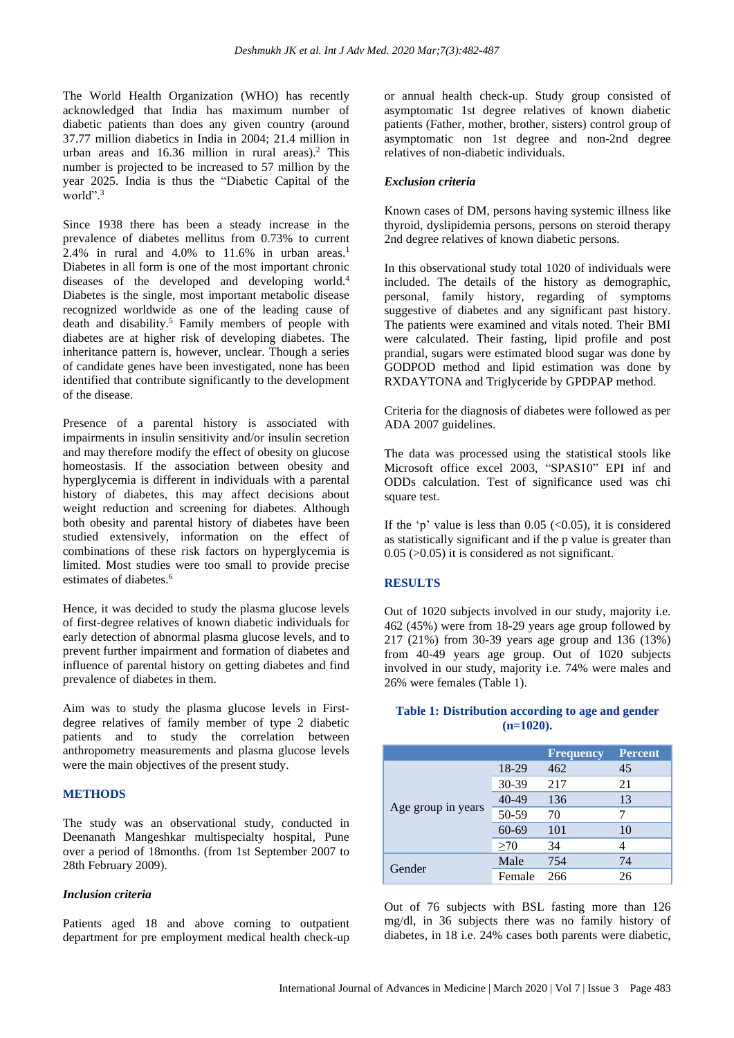The World Health Organization (WHO) has recently acknowledged that India has maximum number of diabetic patients than does any given country (around 37.77 million diabetics in India in 2004; 21.4 million in urban areas and 16.36 million in rural areas).[2] This number is projected to be increased to 57 million by the year 2025. India is thus the "Diabetic Capital of the world".[3]

Since 1938 there has been a steady increase in the prevalence of diabetes mellitus from 0.73% to current 2.4% in rural and 4.0% to 11.6% in urban areas.[1] Diabetes in all form is one of the most important chronic diseases of the developed and developing world.[4] Diabetes is the single, most important metabolic disease recognized worldwide as one of the leading cause of death and disability.[5] Family members of people with diabetes are at higher risk of developing diabetes. The inheritance pattern is, however, unclear. Though a series of candidate genes have been investigated, none has been identified that contribute significantly to the development of the disease.

Presence of a parental history is associated with impairments in insulin sensitivity and/or insulin secretion and may therefore modify the effect of obesity on glucose homeostasis. If the association between obesity and hyperglycemia is different in individuals with a parental history of diabetes, this may affect decisions about weight reduction and screening for diabetes. Although both obesity and parental history of diabetes have been studied extensively, information on the effect of combinations of these risk factors on hyperglycemia is limited. Most studies were too small to provide precise estimates of diabetes.[6]

Hence, it was decided to study the plasma glucose levels of first-degree relatives of known diabetic individuals for early detection of abnormal plasma glucose levels, and to prevent further impairment and formation of diabetes and influence of parental history on getting diabetes and find prevalence of diabetes in them.

Aim was to study the plasma glucose levels in First-degree relatives of family member of type 2 diabetic patients and to study the correlation between anthropometry measurements and plasma glucose levels were the main objectives of the present study.

## METHODS

The study was an observational study, conducted in Deenanath Mangeshkar multispecialty hospital, Pune over a period of 18months. (from 1st September 2007 to 28th February 2009).

### *Inclusion criteria*

Patients aged 18 and above coming to outpatient department for pre employment medical health check-up or annual health check-up. Study group consisted of asymptomatic 1st degree relatives of known diabetic patients (Father, mother, brother, sisters) control group of asymptomatic non 1st degree and non-2nd degree relatives of non-diabetic individuals.

### *Exclusion criteria*

Known cases of DM, persons having systemic illness like thyroid, dyslipidemia persons, persons on steroid therapy 2nd degree relatives of known diabetic persons.

In this observational study total 1020 of individuals were included. The details of the history as demographic, personal, family history, regarding of symptoms suggestive of diabetes and any significant past history. The patients were examined and vitals noted. Their BMI were calculated. Their fasting, lipid profile and post prandial, sugars were estimated blood sugar was done by GODPOD method and lipid estimation was done by RXDAYTONA and Triglyceride by GPDPAP method.

Criteria for the diagnosis of diabetes were followed as per ADA 2007 guidelines.

The data was processed using the statistical stools like Microsoft office excel 2003, "SPAS10" EPI inf and ODDs calculation. Test of significance used was chi square test.

If the 'p' value is less than 0.05 (<0.05), it is considered as statistically significant and if the p value is greater than 0.05 (>0.05) it is considered as not significant.

## RESULTS

Out of 1020 subjects involved in our study, majority i.e. 462 (45%) were from 18-29 years age group followed by 217 (21%) from 30-39 years age group and 136 (13%) from 40-49 years age group. Out of 1020 subjects involved in our study, majority i.e. 74% were males and 26% were females (Table 1).

**Table 1: Distribution according to age and gender (n=1020).**

| | | Frequency | Percent |
|---|---|---|---|
| Age group in years | 18-29 | 462 | 45 |
| | 30-39 | 217 | 21 |
| | 40-49 | 136 | 13 |
| | 50-59 | 70 | 7 |
| | 60-69 | 101 | 10 |
| | ≥70 | 34 | 4 |
| Gender | Male | 754 | 74 |
| | Female | 266 | 26 |

Out of 76 subjects with BSL fasting more than 126 mg/dl, in 36 subjects there was no family history of diabetes, in 18 i.e. 24% cases both parents were diabetic,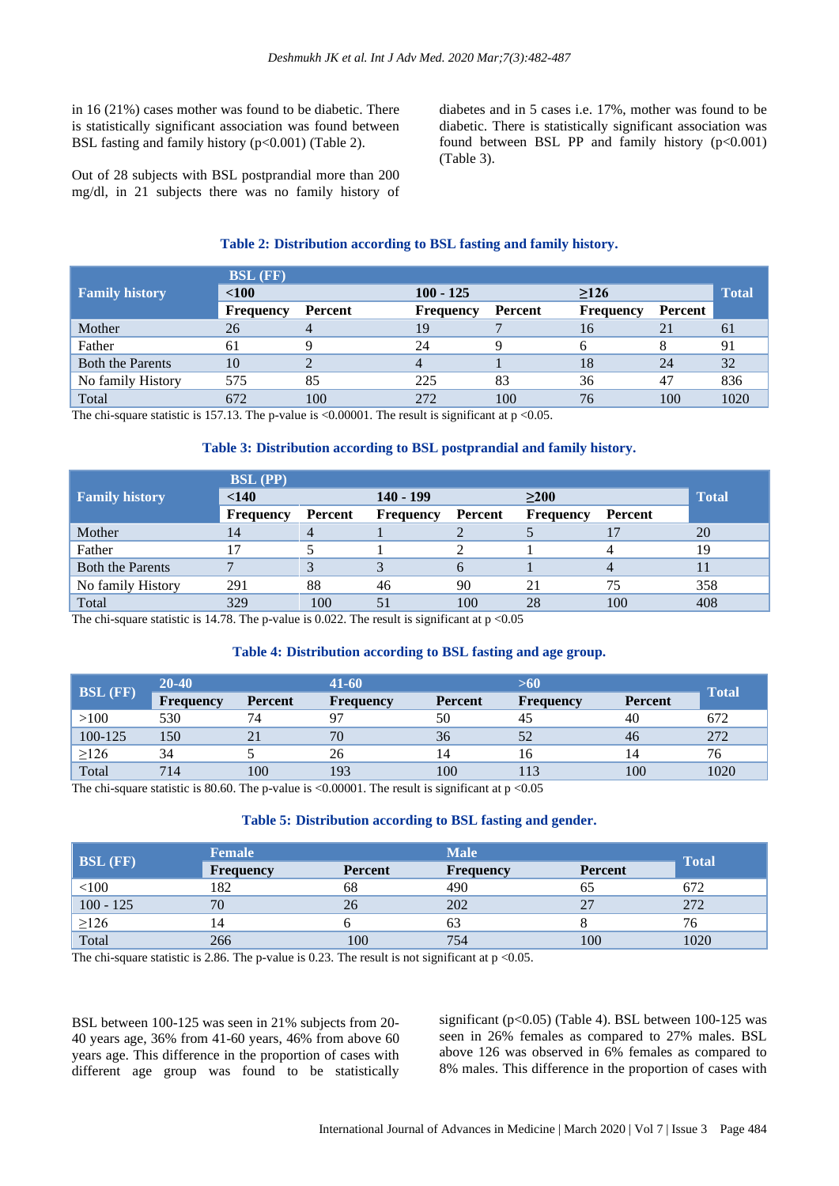in 16 (21%) cases mother was found to be diabetic. There is statistically significant association was found between BSL fasting and family history ($p<0.001$) (Table 2).

Out of 28 subjects with BSL postprandial more than 200 mg/dl, in 21 subjects there was no family history of diabetes and in 5 cases i.e. 17%, mother was found to be diabetic. There is statistically significant association was found between BSL PP and family history ($p<0.001$) (Table 3).

**Table 2: Distribution according to BSL fasting and family history.**

| Family history | BSL (FF) | | | | | | Total |
|---|---|---|---|---|---|---|---|
| | <100 | | 100 - 125 | | ≥126 | | |
| | Frequency | Percent | Frequency | Percent | Frequency | Percent | |
| Mother | 26 | 4 | 19 | 7 | 16 | 21 | 61 |
| Father | 61 | 9 | 24 | 9 | 6 | 8 | 91 |
| Both the Parents | 10 | 2 | 4 | 1 | 18 | 24 | 32 |
| No family History | 575 | 85 | 225 | 83 | 36 | 47 | 836 |
| Total | 672 | 100 | 272 | 100 | 76 | 100 | 1020 |

The chi-square statistic is 157.13. The p-value is <0.00001. The result is significant at $p<0.05$.

**Table 3: Distribution according to BSL postprandial and family history.**

| Family history | BSL (PP) | | | | | | Total |
|---|---|---|---|---|---|---|---|
| | <140 | | 140 - 199 | | ≥200 | | |
| | Frequency | Percent | Frequency | Percent | Frequency | Percent | |
| Mother | 14 | 4 | 1 | 2 | 5 | 17 | 20 |
| Father | 17 | 5 | 1 | 2 | 1 | 4 | 19 |
| Both the Parents | 7 | 3 | 3 | 6 | 1 | 4 | 11 |
| No family History | 291 | 88 | 46 | 90 | 21 | 75 | 358 |
| Total | 329 | 100 | 51 | 100 | 28 | 100 | 408 |

The chi-square statistic is 14.78. The p-value is 0.022. The result is significant at $p<0.05$

**Table 4: Distribution according to BSL fasting and age group.**

| BSL (FF) | 20-40 | | 41-60 | | >60 | | Total |
|---|---|---|---|---|---|---|---|
| | Frequency | Percent | Frequency | Percent | Frequency | Percent | |
| >100 | 530 | 74 | 97 | 50 | 45 | 40 | 672 |
| 100-125 | 150 | 21 | 70 | 36 | 52 | 46 | 272 |
| ≥126 | 34 | 5 | 26 | 14 | 16 | 14 | 76 |
| Total | 714 | 100 | 193 | 100 | 113 | 100 | 1020 |

The chi-square statistic is 80.60. The p-value is <0.00001. The result is significant at $p<0.05$

**Table 5: Distribution according to BSL fasting and gender.**

| BSL (FF) | Female | | Male | | Total |
|---|---|---|---|---|---|
| | Frequency | Percent | Frequency | Percent | |
| <100 | 182 | 68 | 490 | 65 | 672 |
| 100 - 125 | 70 | 26 | 202 | 27 | 272 |
| ≥126 | 14 | 6 | 63 | 8 | 76 |
| Total | 266 | 100 | 754 | 100 | 1020 |

The chi-square statistic is 2.86. The p-value is 0.23. The result is not significant at $p<0.05$.

BSL between 100-125 was seen in 21% subjects from 20-40 years age, 36% from 41-60 years, 46% from above 60 years age. This difference in the proportion of cases with different age group was found to be statistically significant ($p<0.05$) (Table 4). BSL between 100-125 was seen in 26% females as compared to 27% males. BSL above 126 was observed in 6% females as compared to 8% males. This difference in the proportion of cases with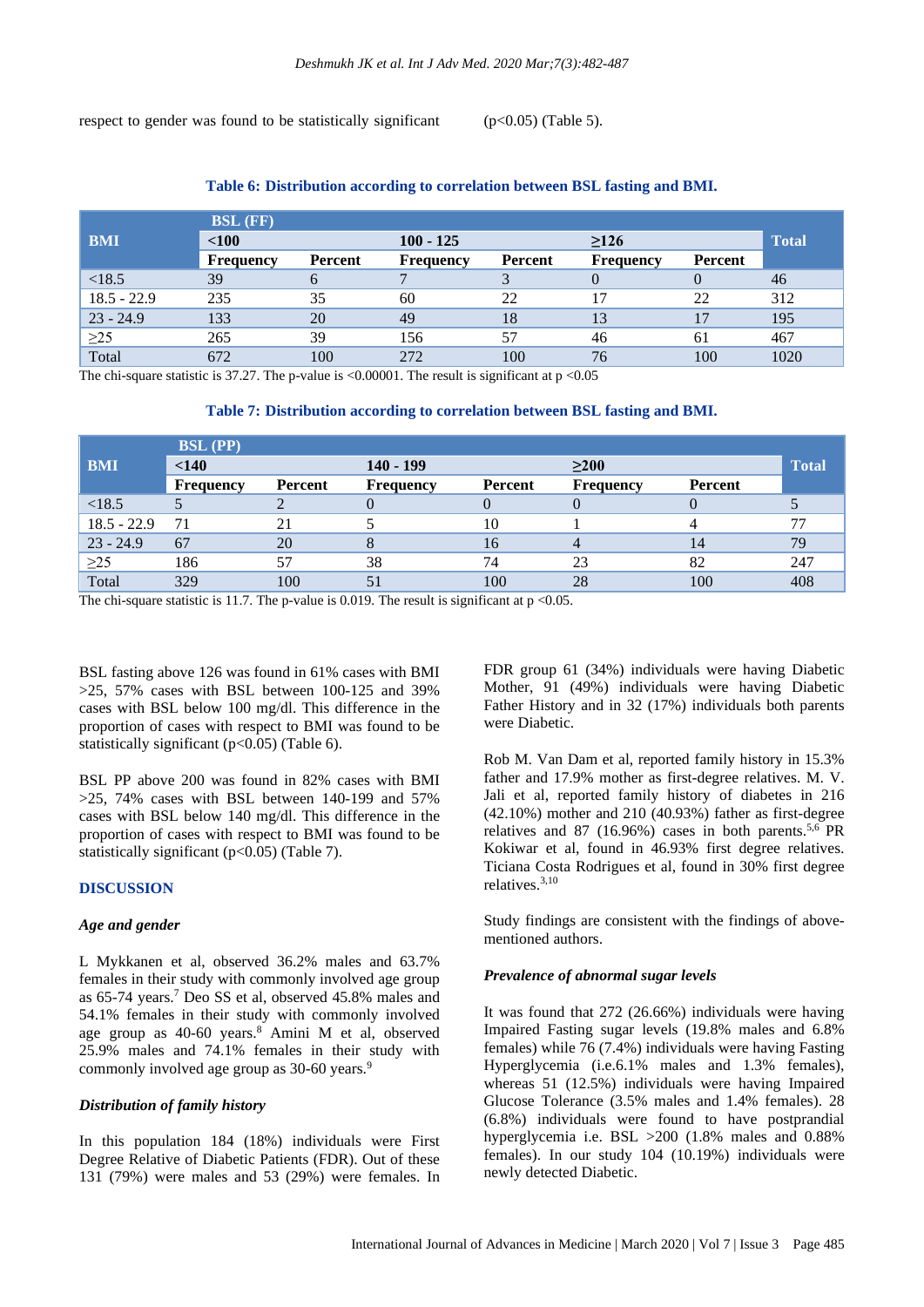respect to gender was found to be statistically significant (p<0.05) (Table 5).

**Table 6: Distribution according to correlation between BSL fasting and BMI.**

| BMI | BSL (FF) | | | | | | Total |
|---|---|---|---|---|---|---|---|
| | <100 | | 100 - 125 | | ≥126 | | |
| | Frequency | Percent | Frequency | Percent | Frequency | Percent | |
| <18.5 | 39 | 6 | 7 | 3 | 0 | 0 | 46 |
| 18.5 - 22.9 | 235 | 35 | 60 | 22 | 17 | 22 | 312 |
| 23 - 24.9 | 133 | 20 | 49 | 18 | 13 | 17 | 195 |
| ≥25 | 265 | 39 | 156 | 57 | 46 | 61 | 467 |
| Total | 672 | 100 | 272 | 100 | 76 | 100 | 1020 |

The chi-square statistic is 37.27. The p-value is <0.00001. The result is significant at p <0.05

**Table 7: Distribution according to correlation between BSL fasting and BMI.**

| BMI | BSL (PP) | | | | | | Total |
|---|---|---|---|---|---|---|---|
| | <140 | | 140 - 199 | | ≥200 | | |
| | Frequency | Percent | Frequency | Percent | Frequency | Percent | |
| <18.5 | 5 | 2 | 0 | 0 | 0 | 0 | 5 |
| 18.5 - 22.9 | 71 | 21 | 5 | 10 | 1 | 4 | 77 |
| 23 - 24.9 | 67 | 20 | 8 | 16 | 4 | 14 | 79 |
| ≥25 | 186 | 57 | 38 | 74 | 23 | 82 | 247 |
| Total | 329 | 100 | 51 | 100 | 28 | 100 | 408 |

The chi-square statistic is 11.7. The p-value is 0.019. The result is significant at p <0.05.

BSL fasting above 126 was found in 61% cases with BMI >25, 57% cases with BSL between 100-125 and 39% cases with BSL below 100 mg/dl. This difference in the proportion of cases with respect to BMI was found to be statistically significant (p<0.05) (Table 6).

BSL PP above 200 was found in 82% cases with BMI >25, 74% cases with BSL between 140-199 and 57% cases with BSL below 140 mg/dl. This difference in the proportion of cases with respect to BMI was found to be statistically significant (p<0.05) (Table 7).

## DISCUSSION

### *Age and gender*

L Mykkanen et al, observed 36.2% males and 63.7% females in their study with commonly involved age group as 65-74 years.[7] Deo SS et al, observed 45.8% males and 54.1% females in their study with commonly involved age group as 40-60 years.[8] Amini M et al, observed 25.9% males and 74.1% females in their study with commonly involved age group as 30-60 years.[9]

### *Distribution of family history*

In this population 184 (18%) individuals were First Degree Relative of Diabetic Patients (FDR). Out of these 131 (79%) were males and 53 (29%) were females. In FDR group 61 (34%) individuals were having Diabetic Mother, 91 (49%) individuals were having Diabetic Father History and in 32 (17%) individuals both parents were Diabetic.

Rob M. Van Dam et al, reported family history in 15.3% father and 17.9% mother as first-degree relatives. M. V. Jali et al, reported family history of diabetes in 216 (42.10%) mother and 210 (40.93%) father as first-degree relatives and 87 (16.96%) cases in both parents.[5,6] PR Kokiwar et al, found in 46.93% first degree relatives. Ticiana Costa Rodrigues et al, found in 30% first degree relatives.[3,10]

Study findings are consistent with the findings of above-mentioned authors.

### *Prevalence of abnormal sugar levels*

It was found that 272 (26.66%) individuals were having Impaired Fasting sugar levels (19.8% males and 6.8% females) while 76 (7.4%) individuals were having Fasting Hyperglycemia (i.e.6.1% males and 1.3% females), whereas 51 (12.5%) individuals were having Impaired Glucose Tolerance (3.5% males and 1.4% females). 28 (6.8%) individuals were found to have postprandial hyperglycemia i.e. BSL >200 (1.8% males and 0.88% females). In our study 104 (10.19%) individuals were newly detected Diabetic.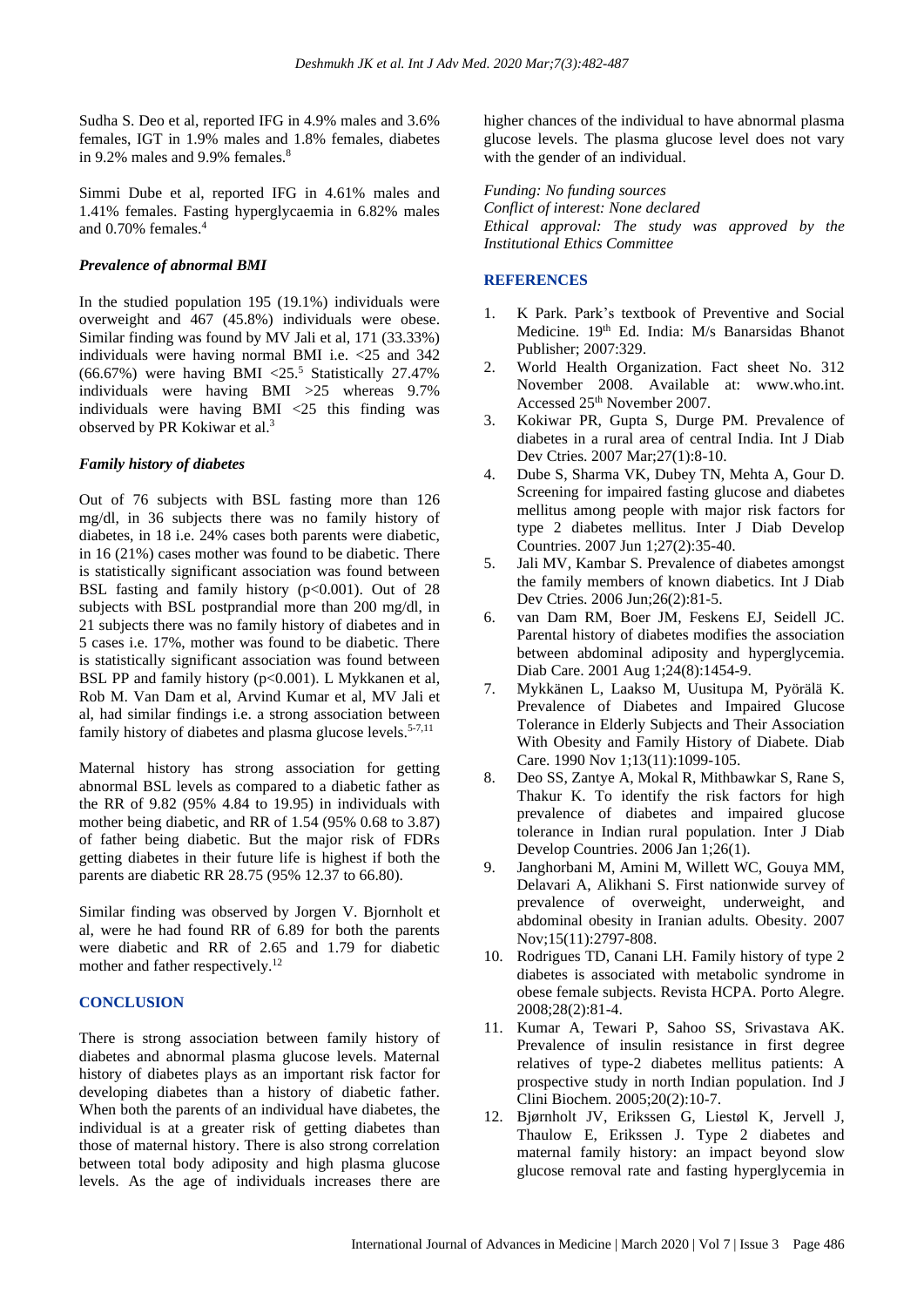Sudha S. Deo et al, reported IFG in 4.9% males and 3.6% females, IGT in 1.9% males and 1.8% females, diabetes in 9.2% males and 9.9% females.[8]

Simmi Dube et al, reported IFG in 4.61% males and 1.41% females. Fasting hyperglycaemia in 6.82% males and 0.70% females.[4]

### *Prevalence of abnormal BMI*

In the studied population 195 (19.1%) individuals were overweight and 467 (45.8%) individuals were obese. Similar finding was found by MV Jali et al, 171 (33.33%) individuals were having normal BMI i.e. <25 and 342 (66.67%) were having BMI <25.[5] Statistically 27.47% individuals were having BMI >25 whereas 9.7% individuals were having BMI <25 this finding was observed by PR Kokiwar et al.[3]

### *Family history of diabetes*

Out of 76 subjects with BSL fasting more than 126 mg/dl, in 36 subjects there was no family history of diabetes, in 18 i.e. 24% cases both parents were diabetic, in 16 (21%) cases mother was found to be diabetic. There is statistically significant association was found between BSL fasting and family history ($p<0.001$). Out of 28 subjects with BSL postprandial more than 200 mg/dl, in 21 subjects there was no family history of diabetes and in 5 cases i.e. 17%, mother was found to be diabetic. There is statistically significant association was found between BSL PP and family history ($p<0.001$). L Mykkanen et al, Rob M. Van Dam et al, Arvind Kumar et al, MV Jali et al, had similar findings i.e. a strong association between family history of diabetes and plasma glucose levels.[5-7,11]

Maternal history has strong association for getting abnormal BSL levels as compared to a diabetic father as the RR of 9.82 (95% 4.84 to 19.95) in individuals with mother being diabetic, and RR of 1.54 (95% 0.68 to 3.87) of father being diabetic. But the major risk of FDRs getting diabetes in their future life is highest if both the parents are diabetic RR 28.75 (95% 12.37 to 66.80).

Similar finding was observed by Jorgen V. Bjornholt et al, were he had found RR of 6.89 for both the parents were diabetic and RR of 2.65 and 1.79 for diabetic mother and father respectively.[12]

## CONCLUSION

There is strong association between family history of diabetes and abnormal plasma glucose levels. Maternal history of diabetes plays as an important risk factor for developing diabetes than a history of diabetic father. When both the parents of an individual have diabetes, the individual is at a greater risk of getting diabetes than those of maternal history. There is also strong correlation between total body adiposity and high plasma glucose levels. As the age of individuals increases there are higher chances of the individual to have abnormal plasma glucose levels. The plasma glucose level does not vary with the gender of an individual.

*Funding: No funding sources*
*Conflict of interest: None declared*
*Ethical approval: The study was approved by the Institutional Ethics Committee*

## REFERENCES

1. K Park. Park's textbook of Preventive and Social Medicine. 19th Ed. India: M/s Banarsidas Bhanot Publisher; 2007:329.
2. World Health Organization. Fact sheet No. 312 November 2008. Available at: www.who.int. Accessed 25th November 2007.
3. Kokiwar PR, Gupta S, Durge PM. Prevalence of diabetes in a rural area of central India. Int J Diab Dev Ctries. 2007 Mar;27(1):8-10.
4. Dube S, Sharma VK, Dubey TN, Mehta A, Gour D. Screening for impaired fasting glucose and diabetes mellitus among people with major risk factors for type 2 diabetes mellitus. Inter J Diab Develop Countries. 2007 Jun 1;27(2):35-40.
5. Jali MV, Kambar S. Prevalence of diabetes amongst the family members of known diabetics. Int J Diab Dev Ctries. 2006 Jun;26(2):81-5.
6. van Dam RM, Boer JM, Feskens EJ, Seidell JC. Parental history of diabetes modifies the association between abdominal adiposity and hyperglycemia. Diab Care. 2001 Aug 1;24(8):1454-9.
7. Mykkänen L, Laakso M, Uusitupa M, Pyörälä K. Prevalence of Diabetes and Impaired Glucose Tolerance in Elderly Subjects and Their Association With Obesity and Family History of Diabete. Diab Care. 1990 Nov 1;13(11):1099-105.
8. Deo SS, Zantye A, Mokal R, Mithbawkar S, Rane S, Thakur K. To identify the risk factors for high prevalence of diabetes and impaired glucose tolerance in Indian rural population. Inter J Diab Develop Countries. 2006 Jan 1;26(1).
9. Janghorbani M, Amini M, Willett WC, Gouya MM, Delavari A, Alikhani S. First nationwide survey of prevalence of overweight, underweight, and abdominal obesity in Iranian adults. Obesity. 2007 Nov;15(11):2797-808.
10. Rodrigues TD, Canani LH. Family history of type 2 diabetes is associated with metabolic syndrome in obese female subjects. Revista HCPA. Porto Alegre. 2008;28(2):81-4.
11. Kumar A, Tewari P, Sahoo SS, Srivastava AK. Prevalence of insulin resistance in first degree relatives of type-2 diabetes mellitus patients: A prospective study in north Indian population. Ind J Clini Biochem. 2005;20(2):10-7.
12. Bjørnholt JV, Erikssen G, Liestøl K, Jervell J, Thaulow E, Erikssen J. Type 2 diabetes and maternal family history: an impact beyond slow glucose removal rate and fasting hyperglycemia in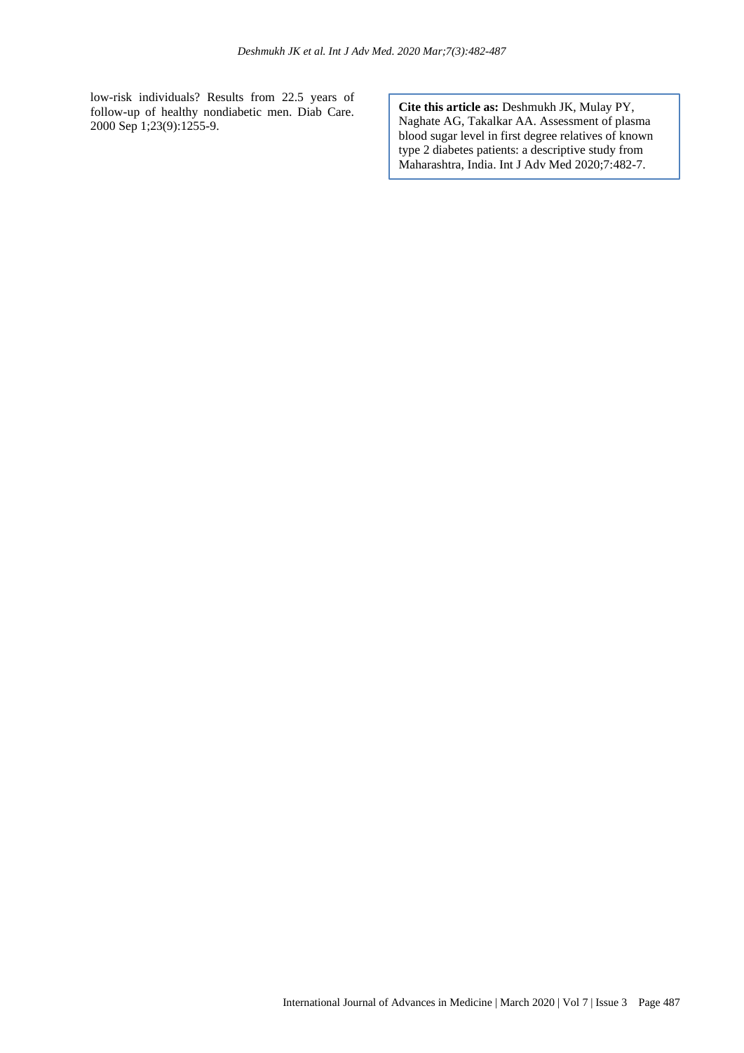low-risk individuals? Results from 22.5 years of follow-up of healthy nondiabetic men. Diab Care. 2000 Sep 1;23(9):1255-9.

**Cite this article as:** Deshmukh JK, Mulay PY, Naghate AG, Takalkar AA. Assessment of plasma blood sugar level in first degree relatives of known type 2 diabetes patients: a descriptive study from Maharashtra, India. Int J Adv Med 2020;7:482-7.